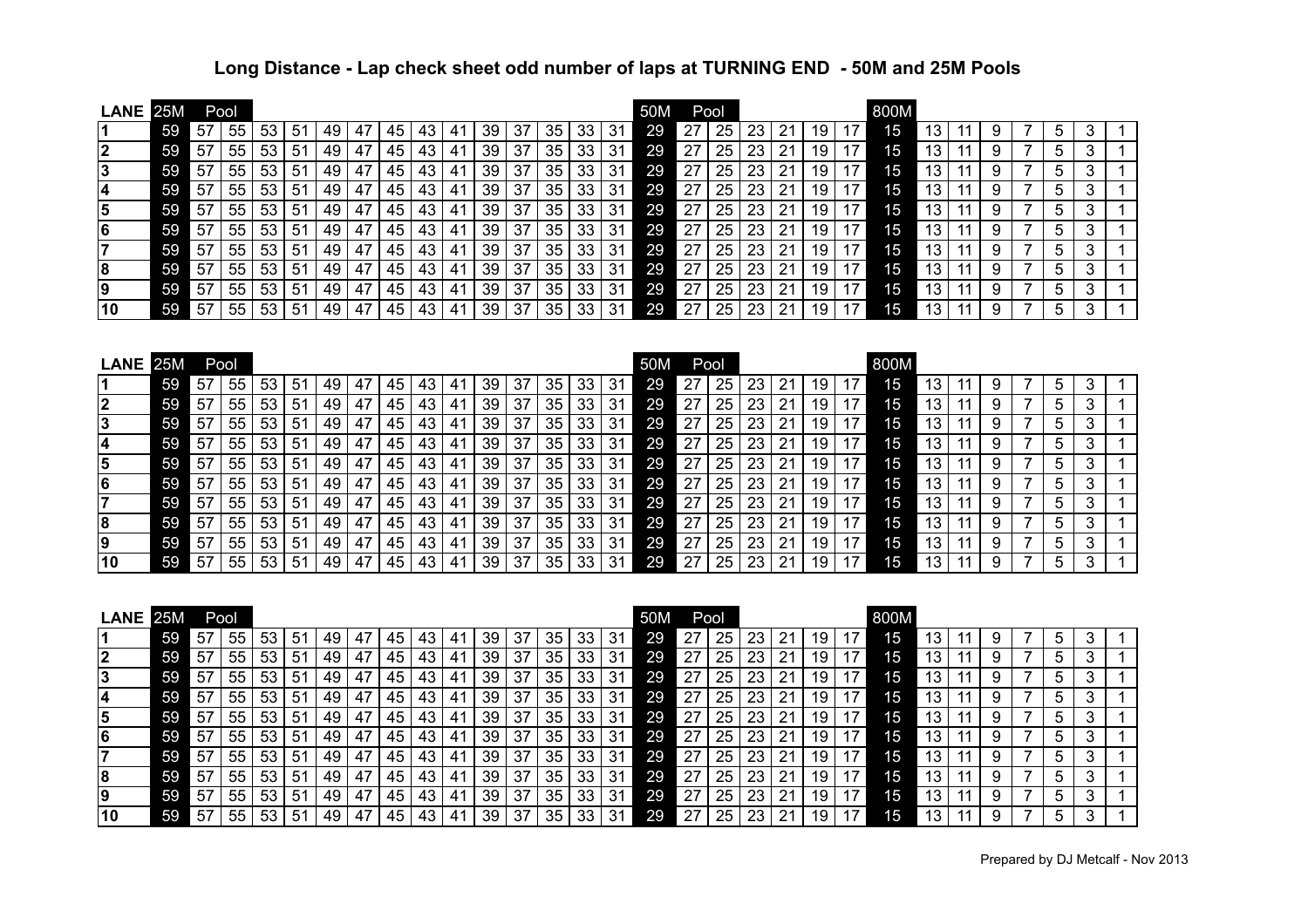# Long Distance - Lap check sheet odd number of laps at TURNING END - 50M and 25M Pools

| LANE | 25M | Pool | | | | | | | | | | | | | | 50M | Pool | | | | | | 800M | | | | | | | |
|---|---|---|---|---|---|---|---|---|---|---|---|---|---|---|---|---|---|---|---|---|---|---|---|---|---|---|---|---|---|---|
| 1 | 59 | 57 | 55 | 53 | 51 | 49 | 47 | 45 | 43 | 41 | 39 | 37 | 35 | 33 | 31 | 29 | 27 | 25 | 23 | 21 | 19 | 17 | 15 | 13 | 11 | 9 | 7 | 5 | 3 | 1 |
| 2 | 59 | 57 | 55 | 53 | 51 | 49 | 47 | 45 | 43 | 41 | 39 | 37 | 35 | 33 | 31 | 29 | 27 | 25 | 23 | 21 | 19 | 17 | 15 | 13 | 11 | 9 | 7 | 5 | 3 | 1 |
| 3 | 59 | 57 | 55 | 53 | 51 | 49 | 47 | 45 | 43 | 41 | 39 | 37 | 35 | 33 | 31 | 29 | 27 | 25 | 23 | 21 | 19 | 17 | 15 | 13 | 11 | 9 | 7 | 5 | 3 | 1 |
| 4 | 59 | 57 | 55 | 53 | 51 | 49 | 47 | 45 | 43 | 41 | 39 | 37 | 35 | 33 | 31 | 29 | 27 | 25 | 23 | 21 | 19 | 17 | 15 | 13 | 11 | 9 | 7 | 5 | 3 | 1 |
| 5 | 59 | 57 | 55 | 53 | 51 | 49 | 47 | 45 | 43 | 41 | 39 | 37 | 35 | 33 | 31 | 29 | 27 | 25 | 23 | 21 | 19 | 17 | 15 | 13 | 11 | 9 | 7 | 5 | 3 | 1 |
| 6 | 59 | 57 | 55 | 53 | 51 | 49 | 47 | 45 | 43 | 41 | 39 | 37 | 35 | 33 | 31 | 29 | 27 | 25 | 23 | 21 | 19 | 17 | 15 | 13 | 11 | 9 | 7 | 5 | 3 | 1 |
| 7 | 59 | 57 | 55 | 53 | 51 | 49 | 47 | 45 | 43 | 41 | 39 | 37 | 35 | 33 | 31 | 29 | 27 | 25 | 23 | 21 | 19 | 17 | 15 | 13 | 11 | 9 | 7 | 5 | 3 | 1 |
| 8 | 59 | 57 | 55 | 53 | 51 | 49 | 47 | 45 | 43 | 41 | 39 | 37 | 35 | 33 | 31 | 29 | 27 | 25 | 23 | 21 | 19 | 17 | 15 | 13 | 11 | 9 | 7 | 5 | 3 | 1 |
| 9 | 59 | 57 | 55 | 53 | 51 | 49 | 47 | 45 | 43 | 41 | 39 | 37 | 35 | 33 | 31 | 29 | 27 | 25 | 23 | 21 | 19 | 17 | 15 | 13 | 11 | 9 | 7 | 5 | 3 | 1 |
| 10 | 59 | 57 | 55 | 53 | 51 | 49 | 47 | 45 | 43 | 41 | 39 | 37 | 35 | 33 | 31 | 29 | 27 | 25 | 23 | 21 | 19 | 17 | 15 | 13 | 11 | 9 | 7 | 5 | 3 | 1 |

| LANE | 25M | Pool | | | | | | | | | | | | | | 50M | Pool | | | | | | 800M | | | | | | | |
|---|---|---|---|---|---|---|---|---|---|---|---|---|---|---|---|---|---|---|---|---|---|---|---|---|---|---|---|---|---|---|
| 1 | 59 | 57 | 55 | 53 | 51 | 49 | 47 | 45 | 43 | 41 | 39 | 37 | 35 | 33 | 31 | 29 | 27 | 25 | 23 | 21 | 19 | 17 | 15 | 13 | 11 | 9 | 7 | 5 | 3 | 1 |
| 2 | 59 | 57 | 55 | 53 | 51 | 49 | 47 | 45 | 43 | 41 | 39 | 37 | 35 | 33 | 31 | 29 | 27 | 25 | 23 | 21 | 19 | 17 | 15 | 13 | 11 | 9 | 7 | 5 | 3 | 1 |
| 3 | 59 | 57 | 55 | 53 | 51 | 49 | 47 | 45 | 43 | 41 | 39 | 37 | 35 | 33 | 31 | 29 | 27 | 25 | 23 | 21 | 19 | 17 | 15 | 13 | 11 | 9 | 7 | 5 | 3 | 1 |
| 4 | 59 | 57 | 55 | 53 | 51 | 49 | 47 | 45 | 43 | 41 | 39 | 37 | 35 | 33 | 31 | 29 | 27 | 25 | 23 | 21 | 19 | 17 | 15 | 13 | 11 | 9 | 7 | 5 | 3 | 1 |
| 5 | 59 | 57 | 55 | 53 | 51 | 49 | 47 | 45 | 43 | 41 | 39 | 37 | 35 | 33 | 31 | 29 | 27 | 25 | 23 | 21 | 19 | 17 | 15 | 13 | 11 | 9 | 7 | 5 | 3 | 1 |
| 6 | 59 | 57 | 55 | 53 | 51 | 49 | 47 | 45 | 43 | 41 | 39 | 37 | 35 | 33 | 31 | 29 | 27 | 25 | 23 | 21 | 19 | 17 | 15 | 13 | 11 | 9 | 7 | 5 | 3 | 1 |
| 7 | 59 | 57 | 55 | 53 | 51 | 49 | 47 | 45 | 43 | 41 | 39 | 37 | 35 | 33 | 31 | 29 | 27 | 25 | 23 | 21 | 19 | 17 | 15 | 13 | 11 | 9 | 7 | 5 | 3 | 1 |
| 8 | 59 | 57 | 55 | 53 | 51 | 49 | 47 | 45 | 43 | 41 | 39 | 37 | 35 | 33 | 31 | 29 | 27 | 25 | 23 | 21 | 19 | 17 | 15 | 13 | 11 | 9 | 7 | 5 | 3 | 1 |
| 9 | 59 | 57 | 55 | 53 | 51 | 49 | 47 | 45 | 43 | 41 | 39 | 37 | 35 | 33 | 31 | 29 | 27 | 25 | 23 | 21 | 19 | 17 | 15 | 13 | 11 | 9 | 7 | 5 | 3 | 1 |
| 10 | 59 | 57 | 55 | 53 | 51 | 49 | 47 | 45 | 43 | 41 | 39 | 37 | 35 | 33 | 31 | 29 | 27 | 25 | 23 | 21 | 19 | 17 | 15 | 13 | 11 | 9 | 7 | 5 | 3 | 1 |

| LANE | 25M | Pool | | | | | | | | | | | | | | 50M | Pool | | | | | | 800M | | | | | | | |
|---|---|---|---|---|---|---|---|---|---|---|---|---|---|---|---|---|---|---|---|---|---|---|---|---|---|---|---|---|---|---|
| 1 | 59 | 57 | 55 | 53 | 51 | 49 | 47 | 45 | 43 | 41 | 39 | 37 | 35 | 33 | 31 | 29 | 27 | 25 | 23 | 21 | 19 | 17 | 15 | 13 | 11 | 9 | 7 | 5 | 3 | 1 |
| 2 | 59 | 57 | 55 | 53 | 51 | 49 | 47 | 45 | 43 | 41 | 39 | 37 | 35 | 33 | 31 | 29 | 27 | 25 | 23 | 21 | 19 | 17 | 15 | 13 | 11 | 9 | 7 | 5 | 3 | 1 |
| 3 | 59 | 57 | 55 | 53 | 51 | 49 | 47 | 45 | 43 | 41 | 39 | 37 | 35 | 33 | 31 | 29 | 27 | 25 | 23 | 21 | 19 | 17 | 15 | 13 | 11 | 9 | 7 | 5 | 3 | 1 |
| 4 | 59 | 57 | 55 | 53 | 51 | 49 | 47 | 45 | 43 | 41 | 39 | 37 | 35 | 33 | 31 | 29 | 27 | 25 | 23 | 21 | 19 | 17 | 15 | 13 | 11 | 9 | 7 | 5 | 3 | 1 |
| 5 | 59 | 57 | 55 | 53 | 51 | 49 | 47 | 45 | 43 | 41 | 39 | 37 | 35 | 33 | 31 | 29 | 27 | 25 | 23 | 21 | 19 | 17 | 15 | 13 | 11 | 9 | 7 | 5 | 3 | 1 |
| 6 | 59 | 57 | 55 | 53 | 51 | 49 | 47 | 45 | 43 | 41 | 39 | 37 | 35 | 33 | 31 | 29 | 27 | 25 | 23 | 21 | 19 | 17 | 15 | 13 | 11 | 9 | 7 | 5 | 3 | 1 |
| 7 | 59 | 57 | 55 | 53 | 51 | 49 | 47 | 45 | 43 | 41 | 39 | 37 | 35 | 33 | 31 | 29 | 27 | 25 | 23 | 21 | 19 | 17 | 15 | 13 | 11 | 9 | 7 | 5 | 3 | 1 |
| 8 | 59 | 57 | 55 | 53 | 51 | 49 | 47 | 45 | 43 | 41 | 39 | 37 | 35 | 33 | 31 | 29 | 27 | 25 | 23 | 21 | 19 | 17 | 15 | 13 | 11 | 9 | 7 | 5 | 3 | 1 |
| 9 | 59 | 57 | 55 | 53 | 51 | 49 | 47 | 45 | 43 | 41 | 39 | 37 | 35 | 33 | 31 | 29 | 27 | 25 | 23 | 21 | 19 | 17 | 15 | 13 | 11 | 9 | 7 | 5 | 3 | 1 |
| 10 | 59 | 57 | 55 | 53 | 51 | 49 | 47 | 45 | 43 | 41 | 39 | 37 | 35 | 33 | 31 | 29 | 27 | 25 | 23 | 21 | 19 | 17 | 15 | 13 | 11 | 9 | 7 | 5 | 3 | 1 |

Prepared by DJ Metcalf - Nov 2013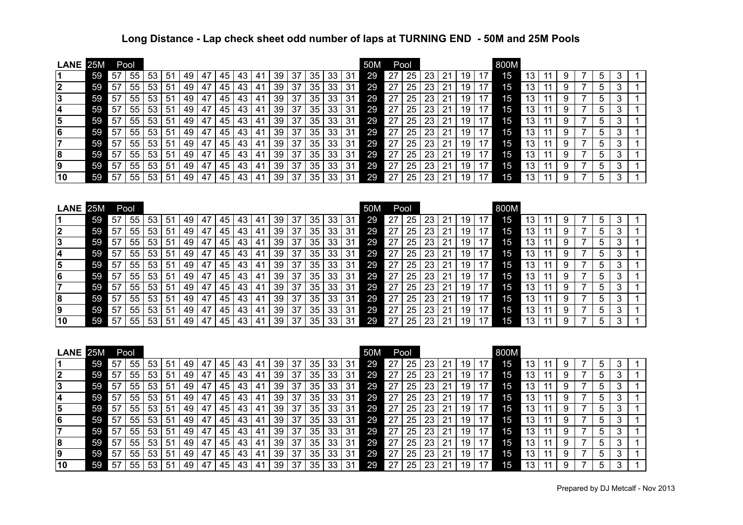## Long Distance - Lap check sheet odd number of laps at TURNING END - 50M and 25M Pools

| LANE | 25M | Pool | | | | | | | | | | | | | | 50M | Pool | | | | | | 800M | | | | | | | |
|---|---|---|---|---|---|---|---|---|---|---|---|---|---|---|---|---|---|---|---|---|---|---|---|---|---|---|---|---|---|---|
| 1 | 59 | 57 | 55 | 53 | 51 | 49 | 47 | 45 | 43 | 41 | 39 | 37 | 35 | 33 | 31 | 29 | 27 | 25 | 23 | 21 | 19 | 17 | 15 | 13 | 11 | 9 | 7 | 5 | 3 | 1 |
| 2 | 59 | 57 | 55 | 53 | 51 | 49 | 47 | 45 | 43 | 41 | 39 | 37 | 35 | 33 | 31 | 29 | 27 | 25 | 23 | 21 | 19 | 17 | 15 | 13 | 11 | 9 | 7 | 5 | 3 | 1 |
| 3 | 59 | 57 | 55 | 53 | 51 | 49 | 47 | 45 | 43 | 41 | 39 | 37 | 35 | 33 | 31 | 29 | 27 | 25 | 23 | 21 | 19 | 17 | 15 | 13 | 11 | 9 | 7 | 5 | 3 | 1 |
| 4 | 59 | 57 | 55 | 53 | 51 | 49 | 47 | 45 | 43 | 41 | 39 | 37 | 35 | 33 | 31 | 29 | 27 | 25 | 23 | 21 | 19 | 17 | 15 | 13 | 11 | 9 | 7 | 5 | 3 | 1 |
| 5 | 59 | 57 | 55 | 53 | 51 | 49 | 47 | 45 | 43 | 41 | 39 | 37 | 35 | 33 | 31 | 29 | 27 | 25 | 23 | 21 | 19 | 17 | 15 | 13 | 11 | 9 | 7 | 5 | 3 | 1 |
| 6 | 59 | 57 | 55 | 53 | 51 | 49 | 47 | 45 | 43 | 41 | 39 | 37 | 35 | 33 | 31 | 29 | 27 | 25 | 23 | 21 | 19 | 17 | 15 | 13 | 11 | 9 | 7 | 5 | 3 | 1 |
| 7 | 59 | 57 | 55 | 53 | 51 | 49 | 47 | 45 | 43 | 41 | 39 | 37 | 35 | 33 | 31 | 29 | 27 | 25 | 23 | 21 | 19 | 17 | 15 | 13 | 11 | 9 | 7 | 5 | 3 | 1 |
| 8 | 59 | 57 | 55 | 53 | 51 | 49 | 47 | 45 | 43 | 41 | 39 | 37 | 35 | 33 | 31 | 29 | 27 | 25 | 23 | 21 | 19 | 17 | 15 | 13 | 11 | 9 | 7 | 5 | 3 | 1 |
| 9 | 59 | 57 | 55 | 53 | 51 | 49 | 47 | 45 | 43 | 41 | 39 | 37 | 35 | 33 | 31 | 29 | 27 | 25 | 23 | 21 | 19 | 17 | 15 | 13 | 11 | 9 | 7 | 5 | 3 | 1 |
| 10 | 59 | 57 | 55 | 53 | 51 | 49 | 47 | 45 | 43 | 41 | 39 | 37 | 35 | 33 | 31 | 29 | 27 | 25 | 23 | 21 | 19 | 17 | 15 | 13 | 11 | 9 | 7 | 5 | 3 | 1 |

| LANE | 25M | Pool | | | | | | | | | | | | | | 50M | Pool | | | | | | 800M | | | | | | | |
|---|---|---|---|---|---|---|---|---|---|---|---|---|---|---|---|---|---|---|---|---|---|---|---|---|---|---|---|---|---|---|
| 1 | 59 | 57 | 55 | 53 | 51 | 49 | 47 | 45 | 43 | 41 | 39 | 37 | 35 | 33 | 31 | 29 | 27 | 25 | 23 | 21 | 19 | 17 | 15 | 13 | 11 | 9 | 7 | 5 | 3 | 1 |
| 2 | 59 | 57 | 55 | 53 | 51 | 49 | 47 | 45 | 43 | 41 | 39 | 37 | 35 | 33 | 31 | 29 | 27 | 25 | 23 | 21 | 19 | 17 | 15 | 13 | 11 | 9 | 7 | 5 | 3 | 1 |
| 3 | 59 | 57 | 55 | 53 | 51 | 49 | 47 | 45 | 43 | 41 | 39 | 37 | 35 | 33 | 31 | 29 | 27 | 25 | 23 | 21 | 19 | 17 | 15 | 13 | 11 | 9 | 7 | 5 | 3 | 1 |
| 4 | 59 | 57 | 55 | 53 | 51 | 49 | 47 | 45 | 43 | 41 | 39 | 37 | 35 | 33 | 31 | 29 | 27 | 25 | 23 | 21 | 19 | 17 | 15 | 13 | 11 | 9 | 7 | 5 | 3 | 1 |
| 5 | 59 | 57 | 55 | 53 | 51 | 49 | 47 | 45 | 43 | 41 | 39 | 37 | 35 | 33 | 31 | 29 | 27 | 25 | 23 | 21 | 19 | 17 | 15 | 13 | 11 | 9 | 7 | 5 | 3 | 1 |
| 6 | 59 | 57 | 55 | 53 | 51 | 49 | 47 | 45 | 43 | 41 | 39 | 37 | 35 | 33 | 31 | 29 | 27 | 25 | 23 | 21 | 19 | 17 | 15 | 13 | 11 | 9 | 7 | 5 | 3 | 1 |
| 7 | 59 | 57 | 55 | 53 | 51 | 49 | 47 | 45 | 43 | 41 | 39 | 37 | 35 | 33 | 31 | 29 | 27 | 25 | 23 | 21 | 19 | 17 | 15 | 13 | 11 | 9 | 7 | 5 | 3 | 1 |
| 8 | 59 | 57 | 55 | 53 | 51 | 49 | 47 | 45 | 43 | 41 | 39 | 37 | 35 | 33 | 31 | 29 | 27 | 25 | 23 | 21 | 19 | 17 | 15 | 13 | 11 | 9 | 7 | 5 | 3 | 1 |
| 9 | 59 | 57 | 55 | 53 | 51 | 49 | 47 | 45 | 43 | 41 | 39 | 37 | 35 | 33 | 31 | 29 | 27 | 25 | 23 | 21 | 19 | 17 | 15 | 13 | 11 | 9 | 7 | 5 | 3 | 1 |
| 10 | 59 | 57 | 55 | 53 | 51 | 49 | 47 | 45 | 43 | 41 | 39 | 37 | 35 | 33 | 31 | 29 | 27 | 25 | 23 | 21 | 19 | 17 | 15 | 13 | 11 | 9 | 7 | 5 | 3 | 1 |

| LANE | 25M | Pool | | | | | | | | | | | | | | 50M | Pool | | | | | | 800M | | | | | | | |
|---|---|---|---|---|---|---|---|---|---|---|---|---|---|---|---|---|---|---|---|---|---|---|---|---|---|---|---|---|---|---|
| 1 | 59 | 57 | 55 | 53 | 51 | 49 | 47 | 45 | 43 | 41 | 39 | 37 | 35 | 33 | 31 | 29 | 27 | 25 | 23 | 21 | 19 | 17 | 15 | 13 | 11 | 9 | 7 | 5 | 3 | 1 |
| 2 | 59 | 57 | 55 | 53 | 51 | 49 | 47 | 45 | 43 | 41 | 39 | 37 | 35 | 33 | 31 | 29 | 27 | 25 | 23 | 21 | 19 | 17 | 15 | 13 | 11 | 9 | 7 | 5 | 3 | 1 |
| 3 | 59 | 57 | 55 | 53 | 51 | 49 | 47 | 45 | 43 | 41 | 39 | 37 | 35 | 33 | 31 | 29 | 27 | 25 | 23 | 21 | 19 | 17 | 15 | 13 | 11 | 9 | 7 | 5 | 3 | 1 |
| 4 | 59 | 57 | 55 | 53 | 51 | 49 | 47 | 45 | 43 | 41 | 39 | 37 | 35 | 33 | 31 | 29 | 27 | 25 | 23 | 21 | 19 | 17 | 15 | 13 | 11 | 9 | 7 | 5 | 3 | 1 |
| 5 | 59 | 57 | 55 | 53 | 51 | 49 | 47 | 45 | 43 | 41 | 39 | 37 | 35 | 33 | 31 | 29 | 27 | 25 | 23 | 21 | 19 | 17 | 15 | 13 | 11 | 9 | 7 | 5 | 3 | 1 |
| 6 | 59 | 57 | 55 | 53 | 51 | 49 | 47 | 45 | 43 | 41 | 39 | 37 | 35 | 33 | 31 | 29 | 27 | 25 | 23 | 21 | 19 | 17 | 15 | 13 | 11 | 9 | 7 | 5 | 3 | 1 |
| 7 | 59 | 57 | 55 | 53 | 51 | 49 | 47 | 45 | 43 | 41 | 39 | 37 | 35 | 33 | 31 | 29 | 27 | 25 | 23 | 21 | 19 | 17 | 15 | 13 | 11 | 9 | 7 | 5 | 3 | 1 |
| 8 | 59 | 57 | 55 | 53 | 51 | 49 | 47 | 45 | 43 | 41 | 39 | 37 | 35 | 33 | 31 | 29 | 27 | 25 | 23 | 21 | 19 | 17 | 15 | 13 | 11 | 9 | 7 | 5 | 3 | 1 |
| 9 | 59 | 57 | 55 | 53 | 51 | 49 | 47 | 45 | 43 | 41 | 39 | 37 | 35 | 33 | 31 | 29 | 27 | 25 | 23 | 21 | 19 | 17 | 15 | 13 | 11 | 9 | 7 | 5 | 3 | 1 |
| 10 | 59 | 57 | 55 | 53 | 51 | 49 | 47 | 45 | 43 | 41 | 39 | 37 | 35 | 33 | 31 | 29 | 27 | 25 | 23 | 21 | 19 | 17 | 15 | 13 | 11 | 9 | 7 | 5 | 3 | 1 |

Prepared by DJ Metcalf - Nov 2013